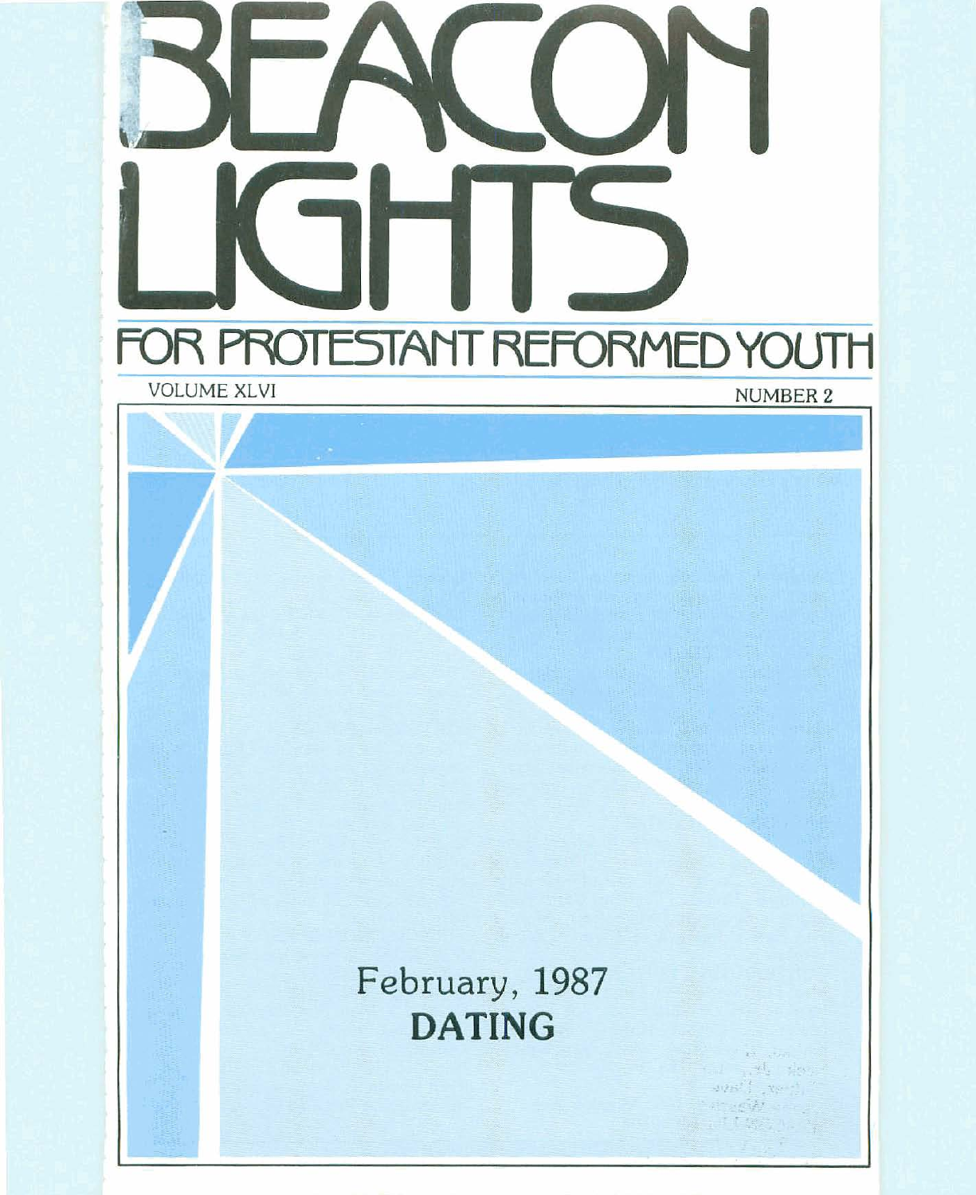# BEACON LIGHTS

## FOR PROTESTANT REFORMED YOUTH

VOLUME XLVI NUMBER 2

February, 1987

**DATING**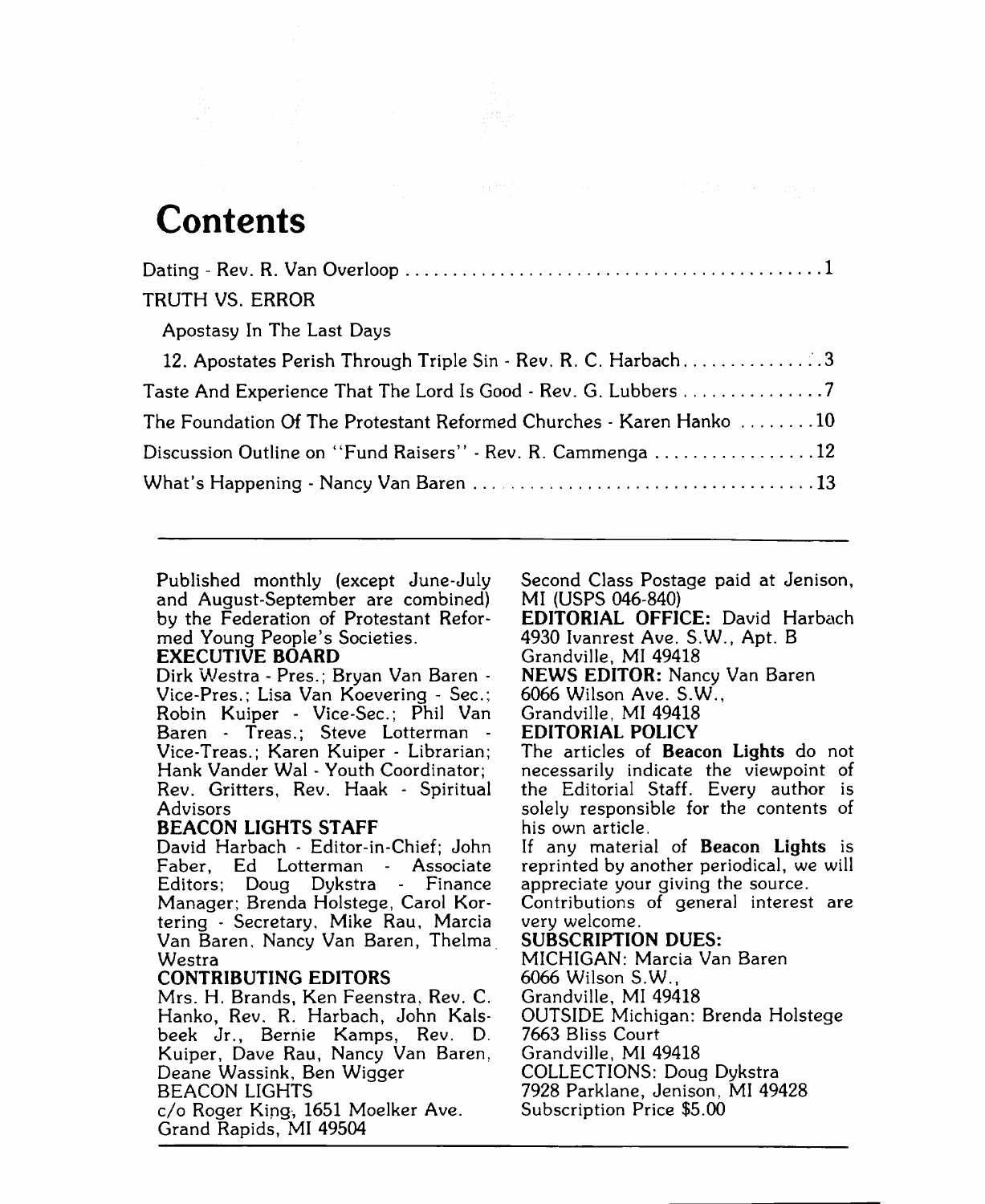# Contents

Dating - Rev. R. Van Overloop ............................................1

TRUTH VS. ERROR

Apostasy In The Last Days

12. Apostates Perish Through Triple Sin - Rev. R. C. Harbach..............3

Taste And Experience That The Lord Is Good - Rev. G. Lubbers ...............7

The Foundation Of The Protestant Reformed Churches - Karen Hanko ........10

Discussion Outline on "Fund Raisers" - Rev. R. Cammenga .................12

What's Happening - Nancy Van Baren ....................................13

---

Published monthly (except June-July and August-September are combined) by the Federation of Protestant Reformed Young People's Societies.

**EXECUTIVE BOARD**

Dirk Westra - Pres.; Bryan Van Baren - Vice-Pres.; Lisa Van Koevering - Sec.; Robin Kuiper - Vice-Sec.; Phil Van Baren - Treas.; Steve Lotterman - Vice-Treas.; Karen Kuiper - Librarian; Hank Vander Wal - Youth Coordinator; Rev. Gritters, Rev. Haak - Spiritual Advisors

**BEACON LIGHTS STAFF**

David Harbach - Editor-in-Chief; John Faber, Ed Lotterman - Associate Editors; Doug Dykstra - Finance Manager; Brenda Holstege, Carol Kortering - Secretary, Mike Rau, Marcia Van Baren, Nancy Van Baren, Thelma Westra

**CONTRIBUTING EDITORS**

Mrs. H. Brands, Ken Feenstra, Rev. C. Hanko, Rev. R. Harbach, John Kalsbeek Jr., Bernie Kamps, Rev. D. Kuiper, Dave Rau, Nancy Van Baren, Deane Wassink, Ben Wigger

BEACON LIGHTS
c/o Roger King, 1651 Moelker Ave.
Grand Rapids, MI 49504

Second Class Postage paid at Jenison, MI (USPS 046-840)

**EDITORIAL OFFICE:** David Harbach
4930 Ivanrest Ave. S.W., Apt. B
Grandville, MI 49418

**NEWS EDITOR:** Nancy Van Baren
6066 Wilson Ave. S.W.,
Grandville, MI 49418

**EDITORIAL POLICY**

The articles of **Beacon Lights** do not necessarily indicate the viewpoint of the Editorial Staff. Every author is solely responsible for the contents of his own article.

If any material of **Beacon Lights** is reprinted by another periodical, we will appreciate your giving the source.

Contributions of general interest are very welcome.

**SUBSCRIPTION DUES:**

MICHIGAN: Marcia Van Baren
6066 Wilson S.W.,
Grandville, MI 49418

OUTSIDE Michigan: Brenda Holstege
7663 Bliss Court
Grandville, MI 49418

COLLECTIONS: Doug Dykstra
7928 Parklane, Jenison, MI 49428

Subscription Price $5.00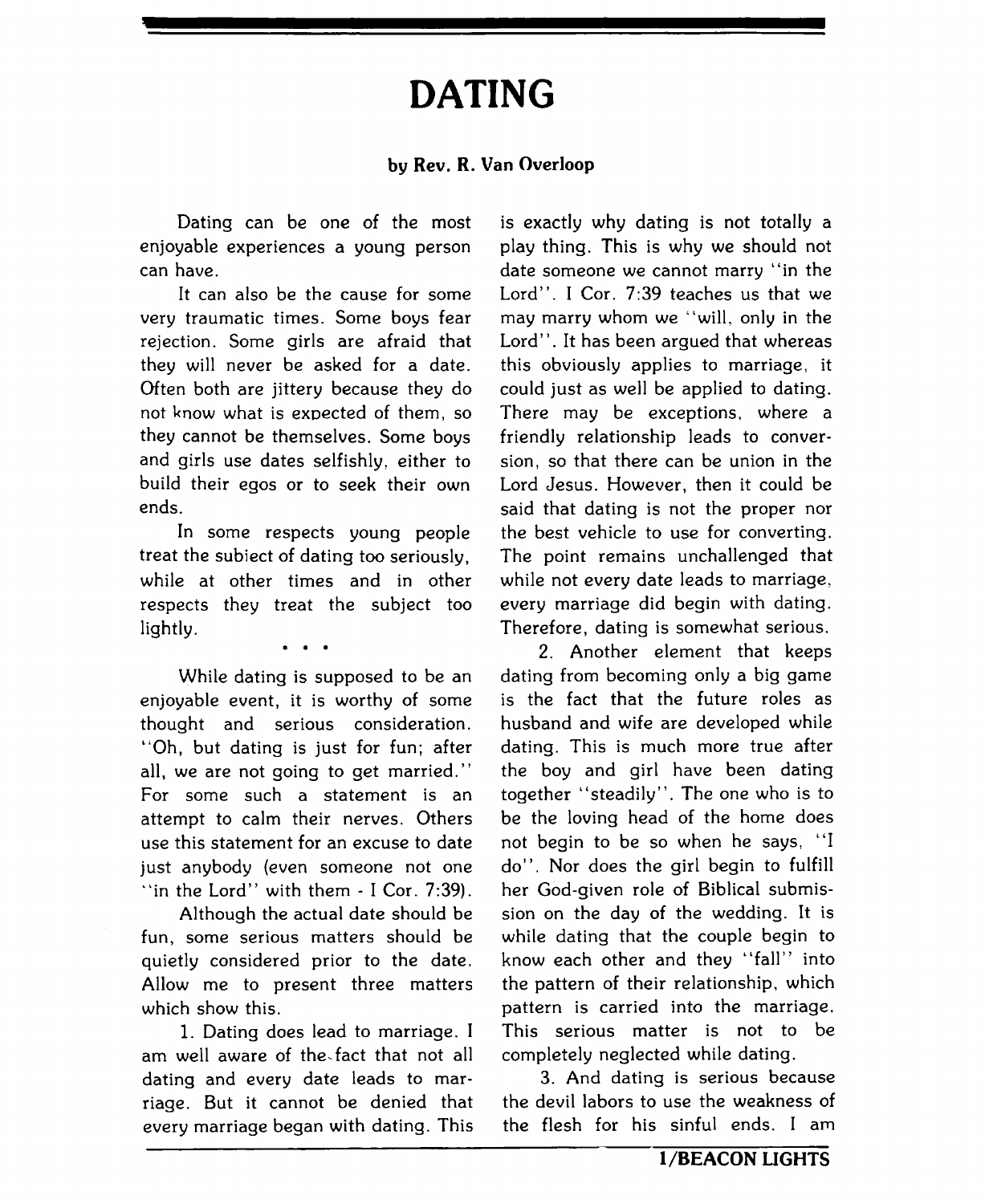# DATING

**by Rev. R. Van Overloop**

Dating can be one of the most enjoyable experiences a young person can have.

It can also be the cause for some very traumatic times. Some boys fear rejection. Some girls are afraid that they will never be asked for a date. Often both are jittery because they do not know what is expected of them, so they cannot be themselves. Some boys and girls use dates selfishly, either to build their egos or to seek their own ends.

In some respects young people treat the subject of dating too seriously, while at other times and in other respects they treat the subject too lightly.

• • •

While dating is supposed to be an enjoyable event, it is worthy of some thought and serious consideration. "Oh, but dating is just for fun; after all, we are not going to get married." For some such a statement is an attempt to calm their nerves. Others use this statement for an excuse to date just anybody (even someone not one "in the Lord" with them - I Cor. 7:39).

Although the actual date should be fun, some serious matters should be quietly considered prior to the date. Allow me to present three matters which show this.

1. Dating does lead to marriage. I am well aware of the fact that not all dating and every date leads to marriage. But it cannot be denied that every marriage began with dating. This is exactly why dating is not totally a play thing. This is why we should not date someone we cannot marry "in the Lord". I Cor. 7:39 teaches us that we may marry whom we "will, only in the Lord". It has been argued that whereas this obviously applies to marriage, it could just as well be applied to dating. There may be exceptions, where a friendly relationship leads to conversion, so that there can be union in the Lord Jesus. However, then it could be said that dating is not the proper nor the best vehicle to use for converting. The point remains unchallenged that while not every date leads to marriage, every marriage did begin with dating. Therefore, dating is somewhat serious.

2. Another element that keeps dating from becoming only a big game is the fact that the future roles as husband and wife are developed while dating. This is much more true after the boy and girl have been dating together "steadily". The one who is to be the loving head of the home does not begin to be so when he says, "I do". Nor does the girl begin to fulfill her God-given role of Biblical submission on the day of the wedding. It is while dating that the couple begin to know each other and they "fall" into the pattern of their relationship, which pattern is carried into the marriage. This serious matter is not to be completely neglected while dating.

3. And dating is serious because the devil labors to use the weakness of the flesh for his sinful ends. I am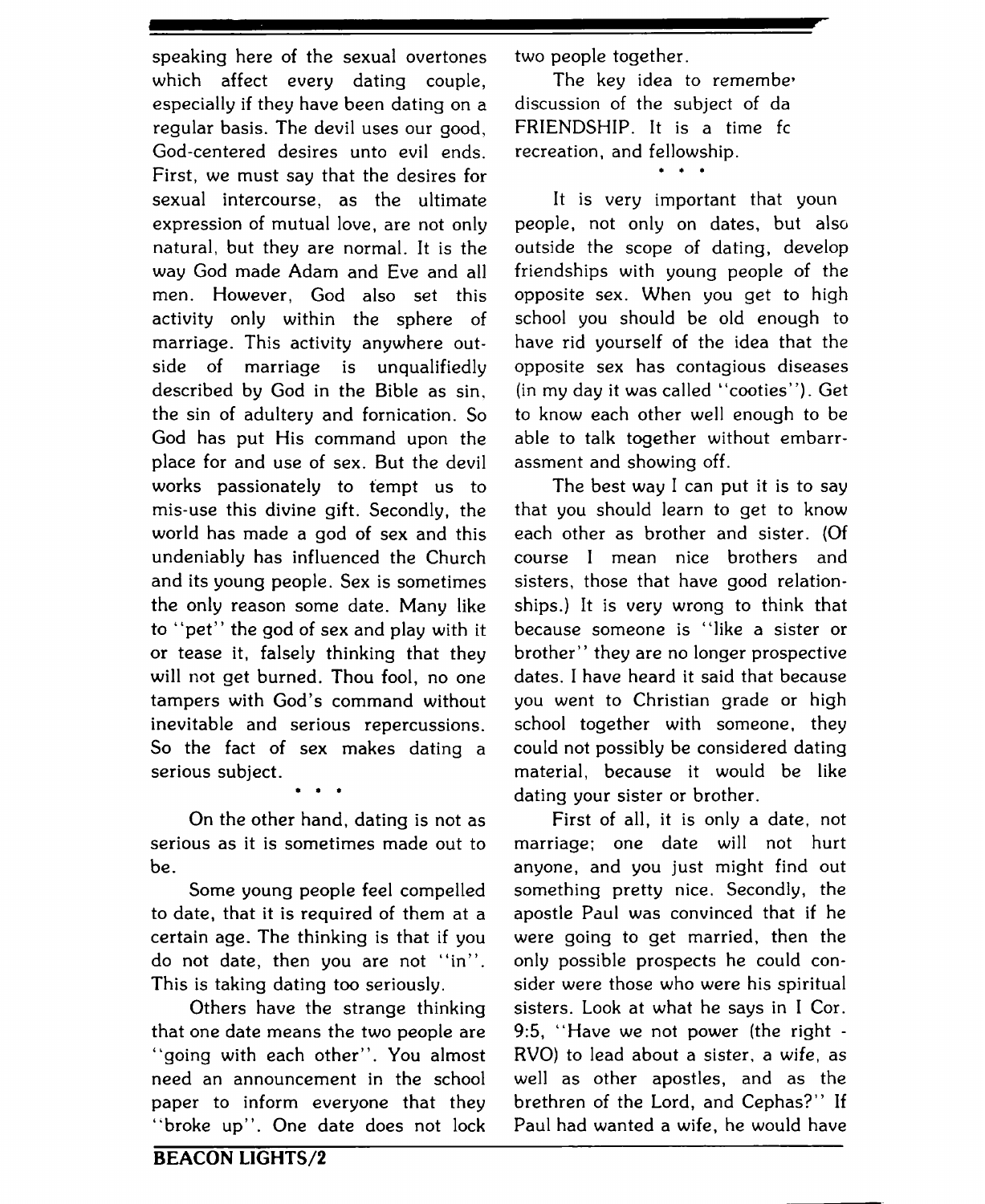speaking here of the sexual overtones which affect every dating couple, especially if they have been dating on a regular basis. The devil uses our good, God-centered desires unto evil ends. First, we must say that the desires for sexual intercourse, as the ultimate expression of mutual love, are not only natural, but they are normal. It is the way God made Adam and Eve and all men. However, God also set this activity only within the sphere of marriage. This activity anywhere outside of marriage is unqualifiedly described by God in the Bible as sin, the sin of adultery and fornication. So God has put His command upon the place for and use of sex. But the devil works passionately to tempt us to mis-use this divine gift. Secondly, the world has made a god of sex and this undeniably has influenced the Church and its young people. Sex is sometimes the only reason some date. Many like to "pet" the god of sex and play with it or tease it, falsely thinking that they will not get burned. Thou fool, no one tampers with God's command without inevitable and serious repercussions. So the fact of sex makes dating a serious subject.

\* \* \*

On the other hand, dating is not as serious as it is sometimes made out to be.

Some young people feel compelled to date, that it is required of them at a certain age. The thinking is that if you do not date, then you are not "in". This is taking dating too seriously.

Others have the strange thinking that one date means the two people are "going with each other". You almost need an announcement in the school paper to inform everyone that they "broke up". One date does not lock two people together.

The key idea to remembe discussion of the subject of da FRIENDSHIP. It is a time fc recreation, and fellowship.

\* \* \*

It is very important that youn people, not only on dates, but also outside the scope of dating, develop friendships with young people of the opposite sex. When you get to high school you should be old enough to have rid yourself of the idea that the opposite sex has contagious diseases (in my day it was called "cooties"). Get to know each other well enough to be able to talk together without embarrassment and showing off.

The best way I can put it is to say that you should learn to get to know each other as brother and sister. (Of course I mean nice brothers and sisters, those that have good relationships.) It is very wrong to think that because someone is "like a sister or brother" they are no longer prospective dates. I have heard it said that because you went to Christian grade or high school together with someone, they could not possibly be considered dating material, because it would be like dating your sister or brother.

First of all, it is only a date, not marriage; one date will not hurt anyone, and you just might find out something pretty nice. Secondly, the apostle Paul was convinced that if he were going to get married, then the only possible prospects he could consider were those who were his spiritual sisters. Look at what he says in I Cor. 9:5, "Have we not power (the right - RVO) to lead about a sister, a wife, as well as other apostles, and as the brethren of the Lord, and Cephas?" If Paul had wanted a wife, he would have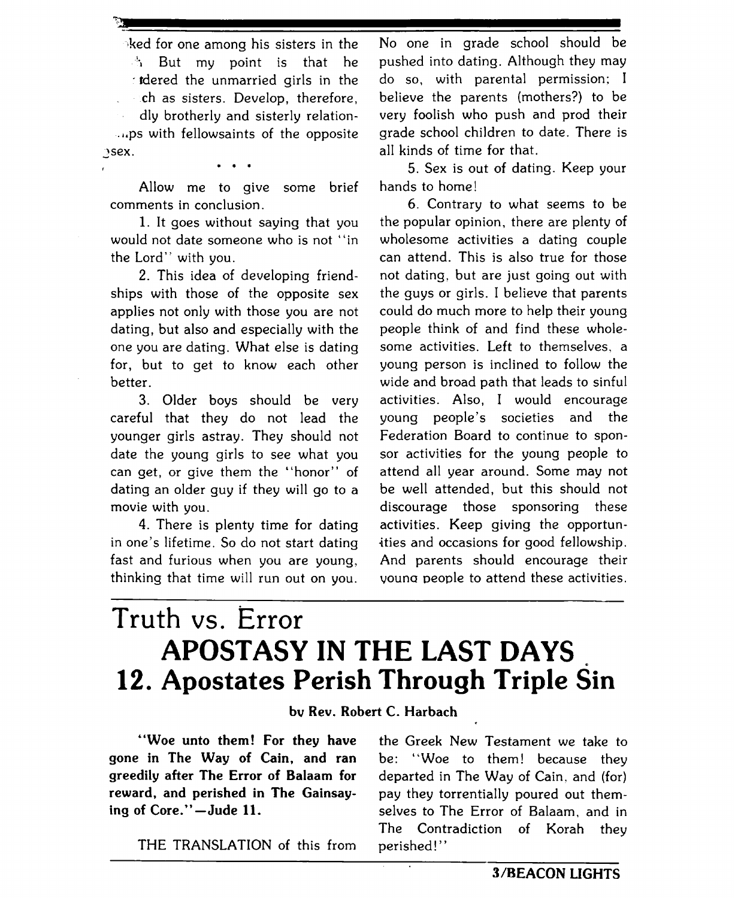ked for one among his sisters in the . But my point is that he dered the unmarried girls in the ch as sisters. Develop, therefore, dly brotherly and sisterly relationships with fellowsaints of the opposite sex.

\* \* \*

Allow me to give some brief comments in conclusion.

1. It goes without saying that you would not date someone who is not "in the Lord" with you.

2. This idea of developing friendships with those of the opposite sex applies not only with those you are not dating, but also and especially with the one you are dating. What else is dating for, but to get to know each other better.

3. Older boys should be very careful that they do not lead the younger girls astray. They should not date the young girls to see what you can get, or give them the "honor" of dating an older guy if they will go to a movie with you.

4. There is plenty time for dating in one's lifetime. So do not start dating fast and furious when you are young, thinking that time will run out on you. No one in grade school should be pushed into dating. Although they may do so, with parental permission; I believe the parents (mothers?) to be very foolish who push and prod their grade school children to date. There is all kinds of time for that.

5. Sex is out of dating. Keep your hands to home!

6. Contrary to what seems to be the popular opinion, there are plenty of wholesome activities a dating couple can attend. This is also true for those not dating, but are just going out with the guys or girls. I believe that parents could do much more to help their young people think of and find these wholesome activities. Left to themselves, a young person is inclined to follow the wide and broad path that leads to sinful activities. Also, I would encourage young people's societies and the Federation Board to continue to sponsor activities for the young people to attend all year around. Some may not be well attended, but this should not discourage those sponsoring these activities. Keep giving the opportunities and occasions for good fellowship. And parents should encourage their young people to attend these activities.

# Truth vs. Error

## APOSTASY IN THE LAST DAYS

## 12. Apostates Perish Through Triple Sin

**by Rev. Robert C. Harbach**

**"Woe unto them! For they have gone in The Way of Cain, and ran greedily after The Error of Balaam for reward, and perished in The Gainsaying of Core."—Jude 11.**

THE TRANSLATION of this from the Greek New Testament we take to be: "Woe to them! because they departed in The Way of Cain, and (for) pay they torrentially poured out themselves to The Error of Balaam, and in The Contradiction of Korah they perished!"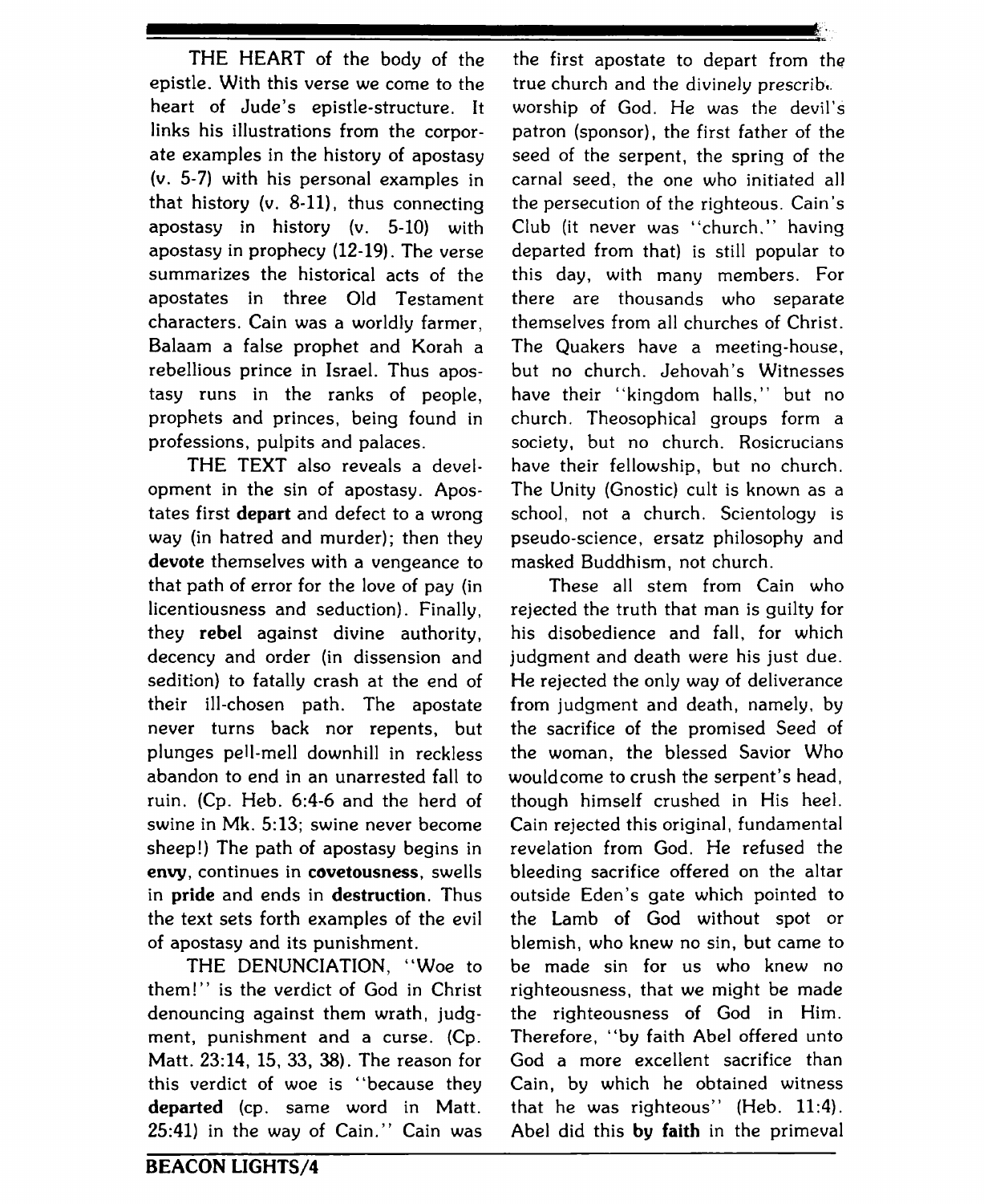THE HEART of the body of the epistle. With this verse we come to the heart of Jude's epistle-structure. It links his illustrations from the corporate examples in the history of apostasy (v. 5-7) with his personal examples in that history (v. 8-11), thus connecting apostasy in history (v. 5-10) with apostasy in prophecy (12-19). The verse summarizes the historical acts of the apostates in three Old Testament characters. Cain was a worldly farmer, Balaam a false prophet and Korah a rebellious prince in Israel. Thus apostasy runs in the ranks of people, prophets and princes, being found in professions, pulpits and palaces.

THE TEXT also reveals a development in the sin of apostasy. Apostates first **depart** and defect to a wrong way (in hatred and murder); then they **devote** themselves with a vengeance to that path of error for the love of pay (in licentiousness and seduction). Finally, they **rebel** against divine authority, decency and order (in dissension and sedition) to fatally crash at the end of their ill-chosen path. The apostate never turns back nor repents, but plunges pell-mell downhill in reckless abandon to end in an unarrested fall to ruin. (Cp. Heb. 6:4-6 and the herd of swine in Mk. 5:13; swine never become sheep!) The path of apostasy begins in **envy**, continues in **covetousness**, swells in **pride** and ends in **destruction**. Thus the text sets forth examples of the evil of apostasy and its punishment.

THE DENUNCIATION, "Woe to them!" is the verdict of God in Christ denouncing against them wrath, judgment, punishment and a curse. (Cp. Matt. 23:14, 15, 33, 38). The reason for this verdict of woe is "because they **departed** (cp. same word in Matt. 25:41) in the way of Cain." Cain was the first apostate to depart from the true church and the divinely prescrib. worship of God. He was the devil's patron (sponsor), the first father of the seed of the serpent, the spring of the carnal seed, the one who initiated all the persecution of the righteous. Cain's Club (it never was "church," having departed from that) is still popular to this day, with many members. For there are thousands who separate themselves from all churches of Christ. The Quakers have a meeting-house, but no church. Jehovah's Witnesses have their "kingdom halls," but no church. Theosophical groups form a society, but no church. Rosicrucians have their fellowship, but no church. The Unity (Gnostic) cult is known as a school, not a church. Scientology is pseudo-science, ersatz philosophy and masked Buddhism, not church.

These all stem from Cain who rejected the truth that man is guilty for his disobedience and fall, for which judgment and death were his just due. He rejected the only way of deliverance from judgment and death, namely, by the sacrifice of the promised Seed of the woman, the blessed Savior Who wouldcome to crush the serpent's head, though himself crushed in His heel. Cain rejected this original, fundamental revelation from God. He refused the bleeding sacrifice offered on the altar outside Eden's gate which pointed to the Lamb of God without spot or blemish, who knew no sin, but came to be made sin for us who knew no righteousness, that we might be made the righteousness of God in Him. Therefore, "by faith Abel offered unto God a more excellent sacrifice than Cain, by which he obtained witness that he was righteous" (Heb. 11:4). Abel did this **by faith** in the primeval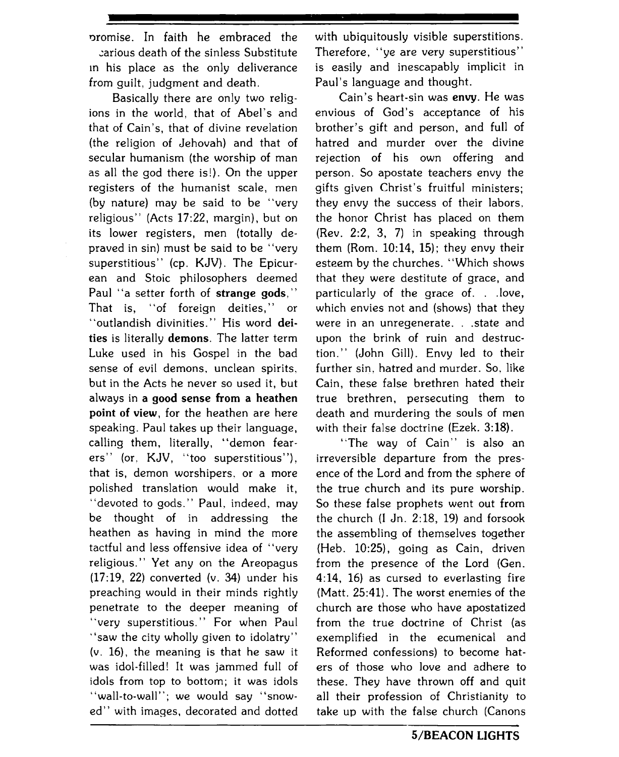promise. In faith he embraced the vicarious death of the sinless Substitute in his place as the only deliverance from guilt, judgment and death.

Basically there are only two religions in the world, that of Abel's and that of Cain's, that of divine revelation (the religion of Jehovah) and that of secular humanism (the worship of man as all the god there is!). On the upper registers of the humanist scale, men (by nature) may be said to be "very religious" (Acts 17:22, margin), but on its lower registers, men (totally depraved in sin) must be said to be "very superstitious" (cp. KJV). The Epicurean and Stoic philosophers deemed Paul "a setter forth of **strange gods**," That is, "of foreign deities," or "outlandish divinities." His word **deities** is literally **demons**. The latter term Luke used in his Gospel in the bad sense of evil demons, unclean spirits, but in the Acts he never so used it, but always in **a good sense from a heathen point of view**, for the heathen are here speaking. Paul takes up their language, calling them, literally, "demon fearers" (or, KJV, "too superstitious"), that is, demon worshipers, or a more polished translation would make it, "devoted to gods." Paul, indeed, may be thought of in addressing the heathen as having in mind the more tactful and less offensive idea of "very religious." Yet any on the Areopagus (17:19, 22) converted (v. 34) under his preaching would in their minds rightly penetrate to the deeper meaning of "very superstitious." For when Paul "saw the city wholly given to idolatry" (v. 16), the meaning is that he saw it was idol-filled! It was jammed full of idols from top to bottom; it was idols "wall-to-wall"; we would say "snowed" with images, decorated and dotted with ubiquitously visible superstitions. Therefore, "ye are very superstitious" is easily and inescapably implicit in Paul's language and thought.

Cain's heart-sin was **envy**. He was envious of God's acceptance of his brother's gift and person, and full of hatred and murder over the divine rejection of his own offering and person. So apostate teachers envy the gifts given Christ's fruitful ministers; they envy the success of their labors, the honor Christ has placed on them (Rev. 2:2, 3, 7) in speaking through them (Rom. 10:14, 15); they envy their esteem by the churches. "Which shows that they were destitute of grace, and particularly of the grace of. . .love, which envies not and (shows) that they were in an unregenerate. . .state and upon the brink of ruin and destruction." (John Gill). Envy led to their further sin, hatred and murder. So, like Cain, these false brethren hated their true brethren, persecuting them to death and murdering the souls of men with their false doctrine (Ezek. 3:18).

"The way of Cain" is also an irreversible departure from the presence of the Lord and from the sphere of the true church and its pure worship. So these false prophets went out from the church (I Jn. 2:18, 19) and forsook the assembling of themselves together (Heb. 10:25), going as Cain, driven from the presence of the Lord (Gen. 4:14, 16) as cursed to everlasting fire (Matt. 25:41). The worst enemies of the church are those who have apostatized from the true doctrine of Christ (as exemplified in the ecumenical and Reformed confessions) to become haters of those who love and adhere to these. They have thrown off and quit all their profession of Christianity to take up with the false church (Canons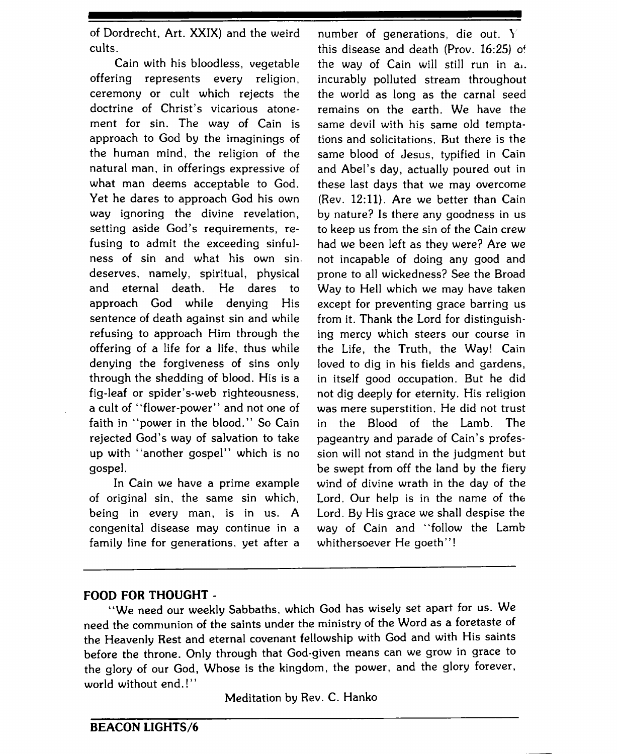of Dordrecht, Art. XXIX) and the weird cults.

Cain with his bloodless, vegetable offering represents every religion, ceremony or cult which rejects the doctrine of Christ's vicarious atonement for sin. The way of Cain is approach to God by the imaginings of the human mind, the religion of the natural man, in offerings expressive of what man deems acceptable to God. Yet he dares to approach God his own way ignoring the divine revelation, setting aside God's requirements, refusing to admit the exceeding sinfulness of sin and what his own sin deserves, namely, spiritual, physical and eternal death. He dares to approach God while denying His sentence of death against sin and while refusing to approach Him through the offering of a life for a life, thus while denying the forgiveness of sins only through the shedding of blood. His is a fig-leaf or spider's-web righteousness, a cult of "flower-power" and not one of faith in "power in the blood." So Cain rejected God's way of salvation to take up with "another gospel" which is no gospel.

In Cain we have a prime example of original sin, the same sin which, being in every man, is in us. A congenital disease may continue in a family line for generations, yet after a number of generations, die out. Y this disease and death (Prov. 16:25) of the way of Cain will still run in an incurably polluted stream throughout the world as long as the carnal seed remains on the earth. We have the same devil with his same old temptations and solicitations. But there is the same blood of Jesus, typified in Cain and Abel's day, actually poured out in these last days that we may overcome (Rev. 12:11). Are we better than Cain by nature? Is there any goodness in us to keep us from the sin of the Cain crew had we been left as they were? Are we not incapable of doing any good and prone to all wickedness? See the Broad Way to Hell which we may have taken except for preventing grace barring us from it. Thank the Lord for distinguishing mercy which steers our course in the Life, the Truth, the Way! Cain loved to dig in his fields and gardens, in itself good occupation. But he did not dig deeply for eternity. His religion was mere superstition. He did not trust in the Blood of the Lamb. The pageantry and parade of Cain's profession will not stand in the judgment but be swept from off the land by the fiery wind of divine wrath in the day of the Lord. Our help is in the name of the Lord. By His grace we shall despise the way of Cain and "follow the Lamb whithersoever He goeth"!

---

**FOOD FOR THOUGHT -**

"We need our weekly Sabbaths, which God has wisely set apart for us. We need the communion of the saints under the ministry of the Word as a foretaste of the Heavenly Rest and eternal covenant fellowship with God and with His saints before the throne. Only through that God-given means can we grow in grace to the glory of our God, Whose is the kingdom, the power, and the glory forever, world without end.!"

Meditation by Rev. C. Hanko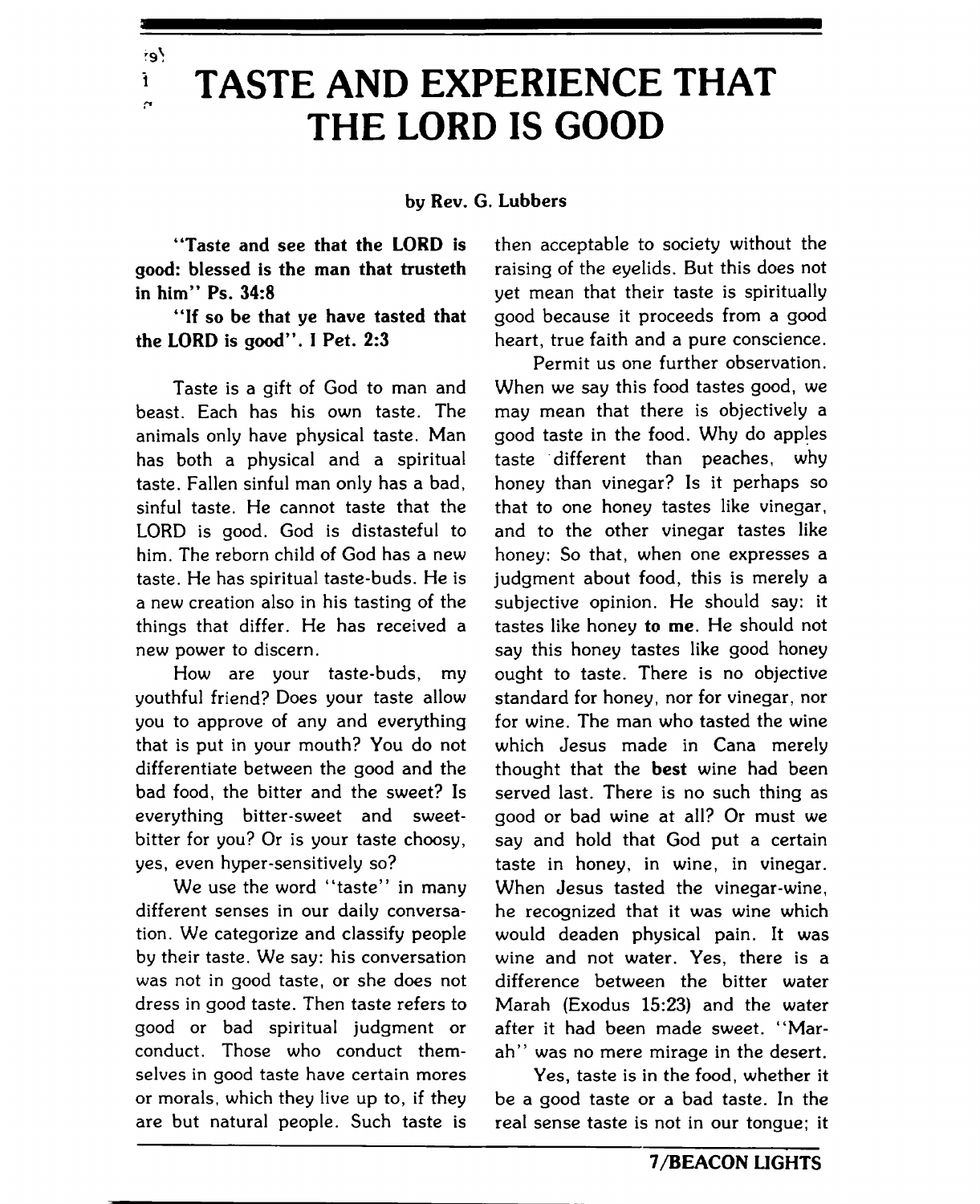# TASTE AND EXPERIENCE THAT THE LORD IS GOOD

**by Rev. G. Lubbers**

**"Taste and see that the LORD is good: blessed is the man that trusteth in him" Ps. 34:8**

**"If so be that ye have tasted that the LORD is good". I Pet. 2:3**

Taste is a gift of God to man and beast. Each has his own taste. The animals only have physical taste. Man has both a physical and a spiritual taste. Fallen sinful man only has a bad, sinful taste. He cannot taste that the LORD is good. God is distasteful to him. The reborn child of God has a new taste. He has spiritual taste-buds. He is a new creation also in his tasting of the things that differ. He has received a new power to discern.

How are your taste-buds, my youthful friend? Does your taste allow you to approve of any and everything that is put in your mouth? You do not differentiate between the good and the bad food, the bitter and the sweet? Is everything bitter-sweet and sweet-bitter for you? Or is your taste choosy, yes, even hyper-sensitively so?

We use the word "taste" in many different senses in our daily conversation. We categorize and classify people by their taste. We say: his conversation was not in good taste, or she does not dress in good taste. Then taste refers to good or bad spiritual judgment or conduct. Those who conduct themselves in good taste have certain mores or morals, which they live up to, if they are but natural people. Such taste is then acceptable to society without the raising of the eyelids. But this does not yet mean that their taste is spiritually good because it proceeds from a good heart, true faith and a pure conscience.

Permit us one further observation. When we say this food tastes good, we may mean that there is objectively a good taste in the food. Why do apples taste different than peaches, why honey than vinegar? Is it perhaps so that to one honey tastes like vinegar, and to the other vinegar tastes like honey: So that, when one expresses a judgment about food, this is merely a subjective opinion. He should say: it tastes like honey **to me**. He should not say this honey tastes like good honey ought to taste. There is no objective standard for honey, nor for vinegar, nor for wine. The man who tasted the wine which Jesus made in Cana merely thought that the **best** wine had been served last. There is no such thing as good or bad wine at all? Or must we say and hold that God put a certain taste in honey, in wine, in vinegar. When Jesus tasted the vinegar-wine, he recognized that it was wine which would deaden physical pain. It was wine and not water. Yes, there is a difference between the bitter water Marah (Exodus 15:23) and the water after it had been made sweet. "Marah" was no mere mirage in the desert.

Yes, taste is in the food, whether it be a good taste or a bad taste. In the real sense taste is not in our tongue; it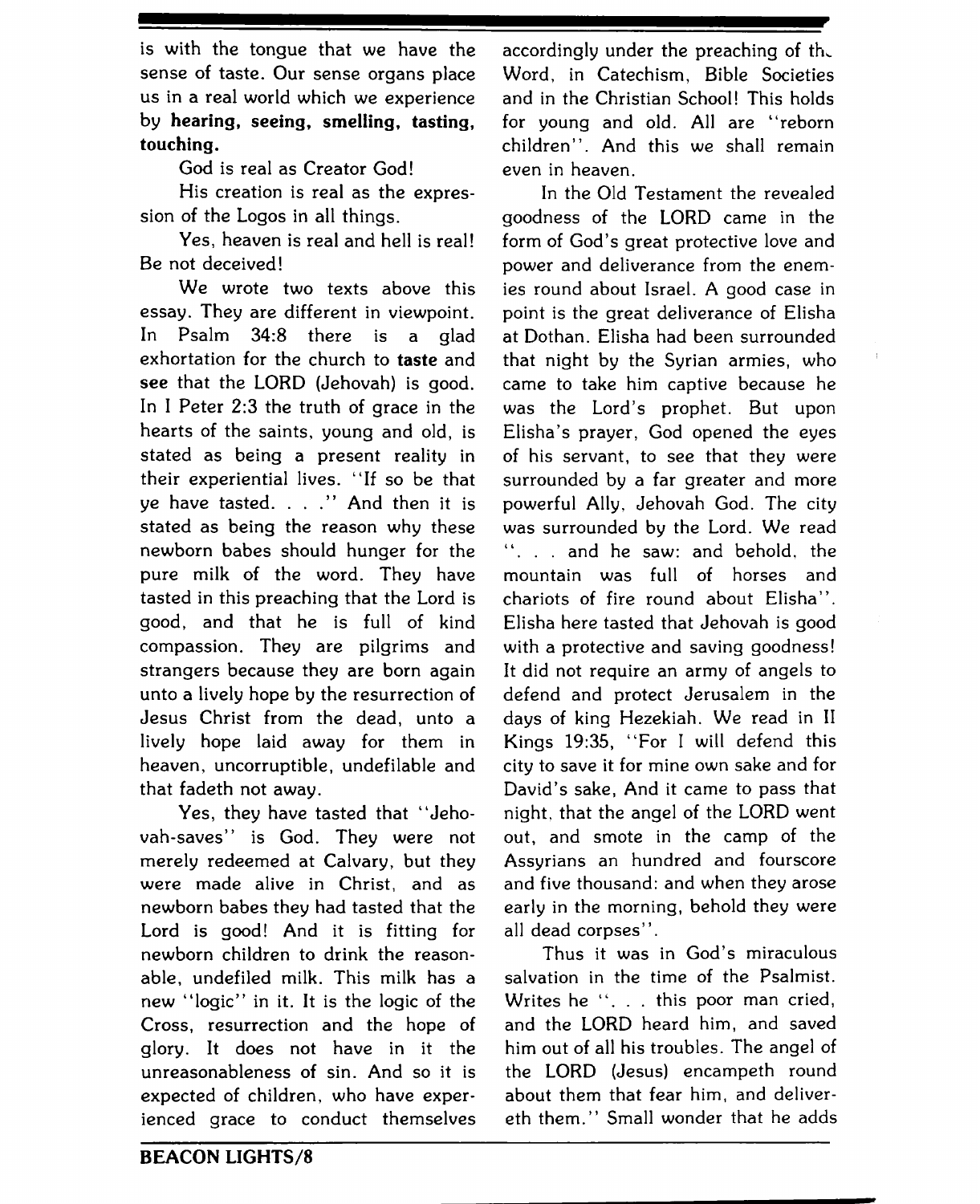is with the tongue that we have the sense of taste. Our sense organs place us in a real world which we experience by **hearing, seeing, smelling, tasting, touching.**

God is real as Creator God!

His creation is real as the expression of the Logos in all things.

Yes, heaven is real and hell is real! Be not deceived!

We wrote two texts above this essay. They are different in viewpoint. In Psalm 34:8 there is a glad exhortation for the church to **taste** and **see** that the LORD (Jehovah) is good. In I Peter 2:3 the truth of grace in the hearts of the saints, young and old, is stated as being a present reality in their experiential lives. "If so be that ye have tasted. . . ." And then it is stated as being the reason why these newborn babes should hunger for the pure milk of the word. They have tasted in this preaching that the Lord is good, and that he is full of kind compassion. They are pilgrims and strangers because they are born again unto a lively hope by the resurrection of Jesus Christ from the dead, unto a lively hope laid away for them in heaven, uncorruptible, undefilable and that fadeth not away.

Yes, they have tasted that "Jehovah-saves" is God. They were not merely redeemed at Calvary, but they were made alive in Christ, and as newborn babes they had tasted that the Lord is good! And it is fitting for newborn children to drink the reasonable, undefiled milk. This milk has a new "logic" in it. It is the logic of the Cross, resurrection and the hope of glory. It does not have in it the unreasonableness of sin. And so it is expected of children, who have experienced grace to conduct themselves accordingly under the preaching of the Word, in Catechism, Bible Societies and in the Christian School! This holds for young and old. All are "reborn children". And this we shall remain even in heaven.

In the Old Testament the revealed goodness of the LORD came in the form of God's great protective love and power and deliverance from the enemies round about Israel. A good case in point is the great deliverance of Elisha at Dothan. Elisha had been surrounded that night by the Syrian armies, who came to take him captive because he was the Lord's prophet. But upon Elisha's prayer, God opened the eyes of his servant, to see that they were surrounded by a far greater and more powerful Ally, Jehovah God. The city was surrounded by the Lord. We read ". . . and he saw: and behold, the mountain was full of horses and chariots of fire round about Elisha". Elisha here tasted that Jehovah is good with a protective and saving goodness! It did not require an army of angels to defend and protect Jerusalem in the days of king Hezekiah. We read in II Kings 19:35, "For I will defend this city to save it for mine own sake and for David's sake, And it came to pass that night, that the angel of the LORD went out, and smote in the camp of the Assyrians an hundred and fourscore and five thousand: and when they arose early in the morning, behold they were all dead corpses".

Thus it was in God's miraculous salvation in the time of the Psalmist. Writes he ". . . this poor man cried, and the LORD heard him, and saved him out of all his troubles. The angel of the LORD (Jesus) encampeth round about them that fear him, and delivereth them." Small wonder that he adds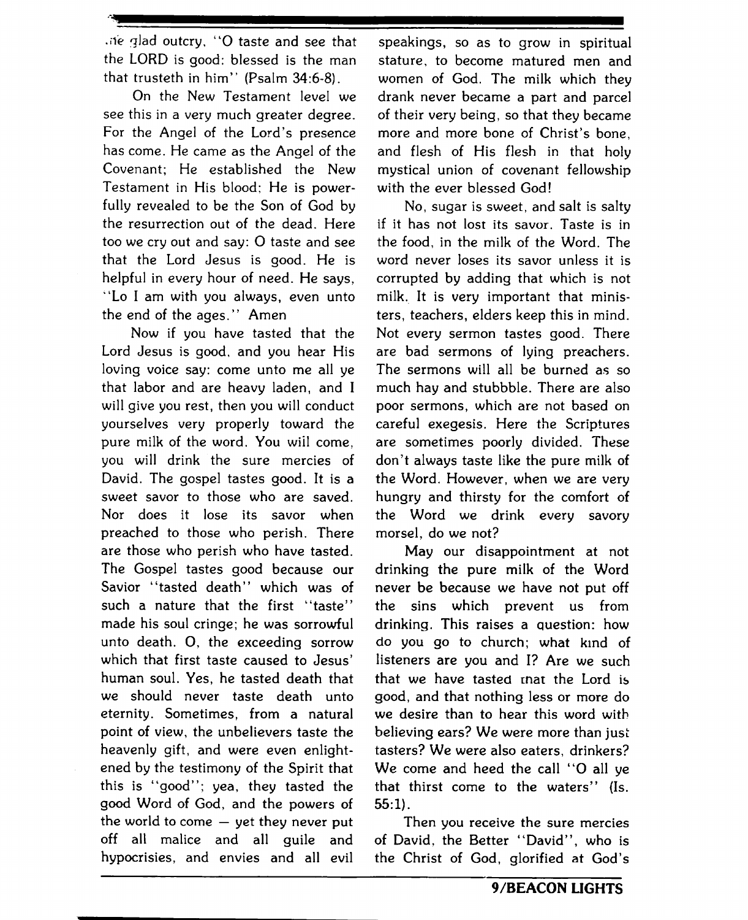the glad outcry, "O taste and see that the LORD is good: blessed is the man that trusteth in him" (Psalm 34:6-8).

On the New Testament level we see this in a very much greater degree. For the Angel of the Lord's presence has come. He came as the Angel of the Covenant; He established the New Testament in His blood; He is powerfully revealed to be the Son of God by the resurrection out of the dead. Here too we cry out and say: O taste and see that the Lord Jesus is good. He is helpful in every hour of need. He says, "Lo I am with you always, even unto the end of the ages." Amen

Now if you have tasted that the Lord Jesus is good, and you hear His loving voice say: come unto me all ye that labor and are heavy laden, and I will give you rest, then you will conduct yourselves very properly toward the pure milk of the word. You will come, you will drink the sure mercies of David. The gospel tastes good. It is a sweet savor to those who are saved. Nor does it lose its savor when preached to those who perish. There are those who perish who have tasted. The Gospel tastes good because our Savior "tasted death" which was of such a nature that the first "taste" made his soul cringe; he was sorrowful unto death. O, the exceeding sorrow which that first taste caused to Jesus' human soul. Yes, he tasted death that we should never taste death unto eternity. Sometimes, from a natural point of view, the unbelievers taste the heavenly gift, and were even enlightened by the testimony of the Spirit that this is "good"; yea, they tasted the good Word of God, and the powers of the world to come — yet they never put off all malice and all guile and hypocrisies, and envies and all evil speakings, so as to grow in spiritual stature, to become matured men and women of God. The milk which they drank never became a part and parcel of their very being, so that they became more and more bone of Christ's bone, and flesh of His flesh in that holy mystical union of covenant fellowship with the ever blessed God!

No, sugar is sweet, and salt is salty if it has not lost its savor. Taste is in the food, in the milk of the Word. The word never loses its savor unless it is corrupted by adding that which is not milk. It is very important that ministers, teachers, elders keep this in mind. Not every sermon tastes good. There are bad sermons of lying preachers. The sermons will all be burned as so much hay and stubbble. There are also poor sermons, which are not based on careful exegesis. Here the Scriptures are sometimes poorly divided. These don't always taste like the pure milk of the Word. However, when we are very hungry and thirsty for the comfort of the Word we drink every savory morsel, do we not?

May our disappointment at not drinking the pure milk of the Word never be because we have not put off the sins which prevent us from drinking. This raises a question: how do you go to church; what kind of listeners are you and I? Are we such that we have tasted that the Lord is good, and that nothing less or more do we desire than to hear this word with believing ears? We were more than just tasters? We were also eaters, drinkers? We come and heed the call "O all ye that thirst come to the waters" (Is. 55:1).

Then you receive the sure mercies of David, the Better "David", who is the Christ of God, glorified at God's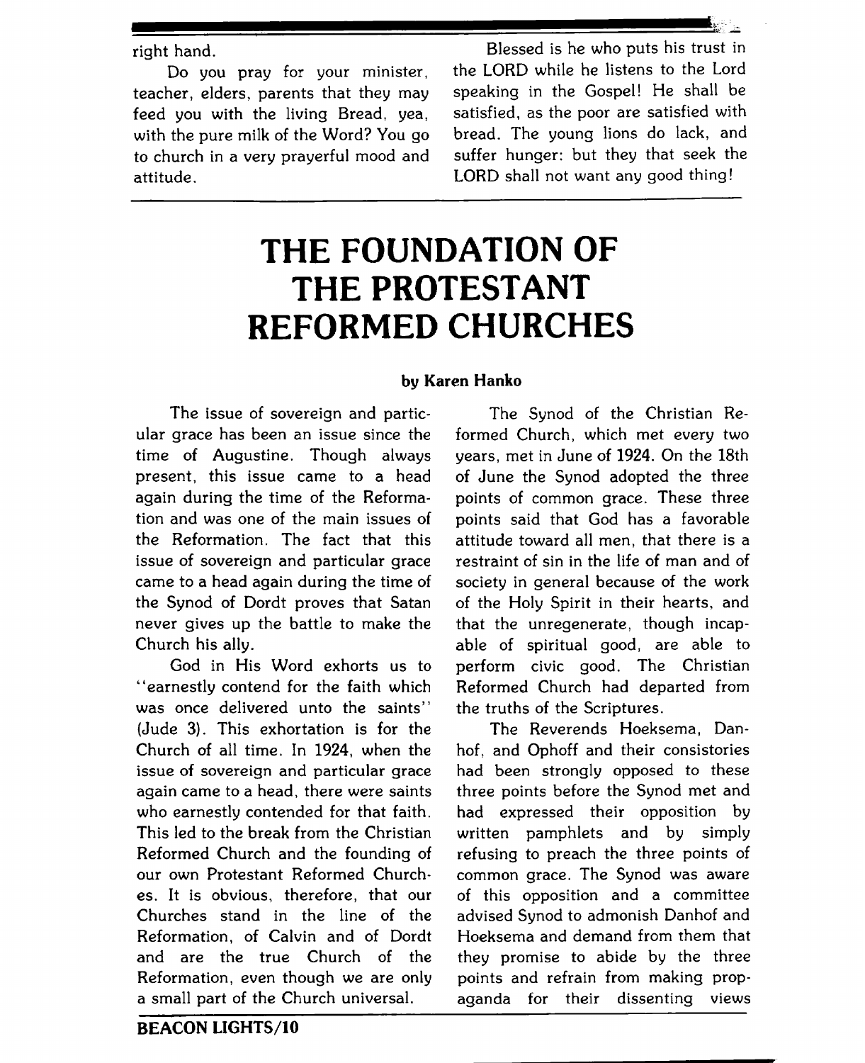right hand.

Do you pray for your minister, teacher, elders, parents that they may feed you with the living Bread, yea, with the pure milk of the Word? You go to church in a very prayerful mood and attitude.

Blessed is he who puts his trust in the LORD while he listens to the Lord speaking in the Gospel! He shall be satisfied, as the poor are satisfied with bread. The young lions do lack, and suffer hunger: but they that seek the LORD shall not want any good thing!

# THE FOUNDATION OF THE PROTESTANT REFORMED CHURCHES

**by Karen Hanko**

The issue of sovereign and particular grace has been an issue since the time of Augustine. Though always present, this issue came to a head again during the time of the Reformation and was one of the main issues of the Reformation. The fact that this issue of sovereign and particular grace came to a head again during the time of the Synod of Dordt proves that Satan never gives up the battle to make the Church his ally.

God in His Word exhorts us to "earnestly contend for the faith which was once delivered unto the saints" (Jude 3). This exhortation is for the Church of all time. In 1924, when the issue of sovereign and particular grace again came to a head, there were saints who earnestly contended for that faith. This led to the break from the Christian Reformed Church and the founding of our own Protestant Reformed Churches. It is obvious, therefore, that our Churches stand in the line of the Reformation, of Calvin and of Dordt and are the true Church of the Reformation, even though we are only a small part of the Church universal.

The Synod of the Christian Reformed Church, which met every two years, met in June of 1924. On the 18th of June the Synod adopted the three points of common grace. These three points said that God has a favorable attitude toward all men, that there is a restraint of sin in the life of man and of society in general because of the work of the Holy Spirit in their hearts, and that the unregenerate, though incapable of spiritual good, are able to perform civic good. The Christian Reformed Church had departed from the truths of the Scriptures.

The Reverends Hoeksema, Danhof, and Ophoff and their consistories had been strongly opposed to these three points before the Synod met and had expressed their opposition by written pamphlets and by simply refusing to preach the three points of common grace. The Synod was aware of this opposition and a committee advised Synod to admonish Danhof and Hoeksema and demand from them that they promise to abide by the three points and refrain from making propaganda for their dissenting views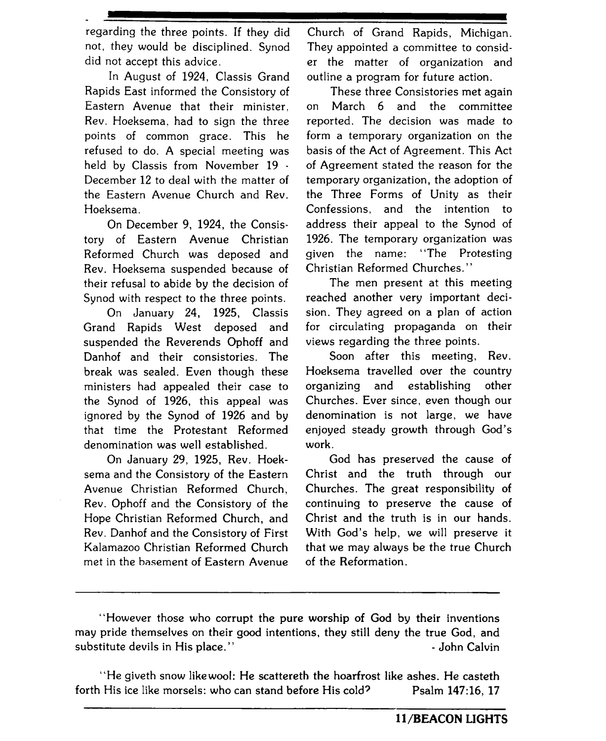regarding the three points. If they did not, they would be disciplined. Synod did not accept this advice.

In August of 1924, Classis Grand Rapids East informed the Consistory of Eastern Avenue that their minister, Rev. Hoeksema, had to sign the three points of common grace. This he refused to do. A special meeting was held by Classis from November 19 - December 12 to deal with the matter of the Eastern Avenue Church and Rev. Hoeksema.

On December 9, 1924, the Consistory of Eastern Avenue Christian Reformed Church was deposed and Rev. Hoeksema suspended because of their refusal to abide by the decision of Synod with respect to the three points.

On January 24, 1925, Classis Grand Rapids West deposed and suspended the Reverends Ophoff and Danhof and their consistories. The break was sealed. Even though these ministers had appealed their case to the Synod of 1926, this appeal was ignored by the Synod of 1926 and by that time the Protestant Reformed denomination was well established.

On January 29, 1925, Rev. Hoeksema and the Consistory of the Eastern Avenue Christian Reformed Church, Rev. Ophoff and the Consistory of the Hope Christian Reformed Church, and Rev. Danhof and the Consistory of First Kalamazoo Christian Reformed Church met in the basement of Eastern Avenue Church of Grand Rapids, Michigan. They appointed a committee to consider the matter of organization and outline a program for future action.

These three Consistories met again on March 6 and the committee reported. The decision was made to form a temporary organization on the basis of the Act of Agreement. This Act of Agreement stated the reason for the temporary organization, the adoption of the Three Forms of Unity as their Confessions, and the intention to address their appeal to the Synod of 1926. The temporary organization was given the name: "The Protesting Christian Reformed Churches."

The men present at this meeting reached another very important decision. They agreed on a plan of action for circulating propaganda on their views regarding the three points.

Soon after this meeting, Rev. Hoeksema travelled over the country organizing and establishing other Churches. Ever since, even though our denomination is not large, we have enjoyed steady growth through God's work.

God has preserved the cause of Christ and the truth through our Churches. The great responsibility of continuing to preserve the cause of Christ and the truth is in our hands. With God's help, we will preserve it that we may always be the true Church of the Reformation.

---

"However those who corrupt the pure worship of God by their inventions may pride themselves on their good intentions, they still deny the true God, and substitute devils in His place." - John Calvin

"He giveth snow likewool: He scattereth the hoarfrost like ashes. He casteth forth His ice like morsels: who can stand before His cold? Psalm 147:16, 17

---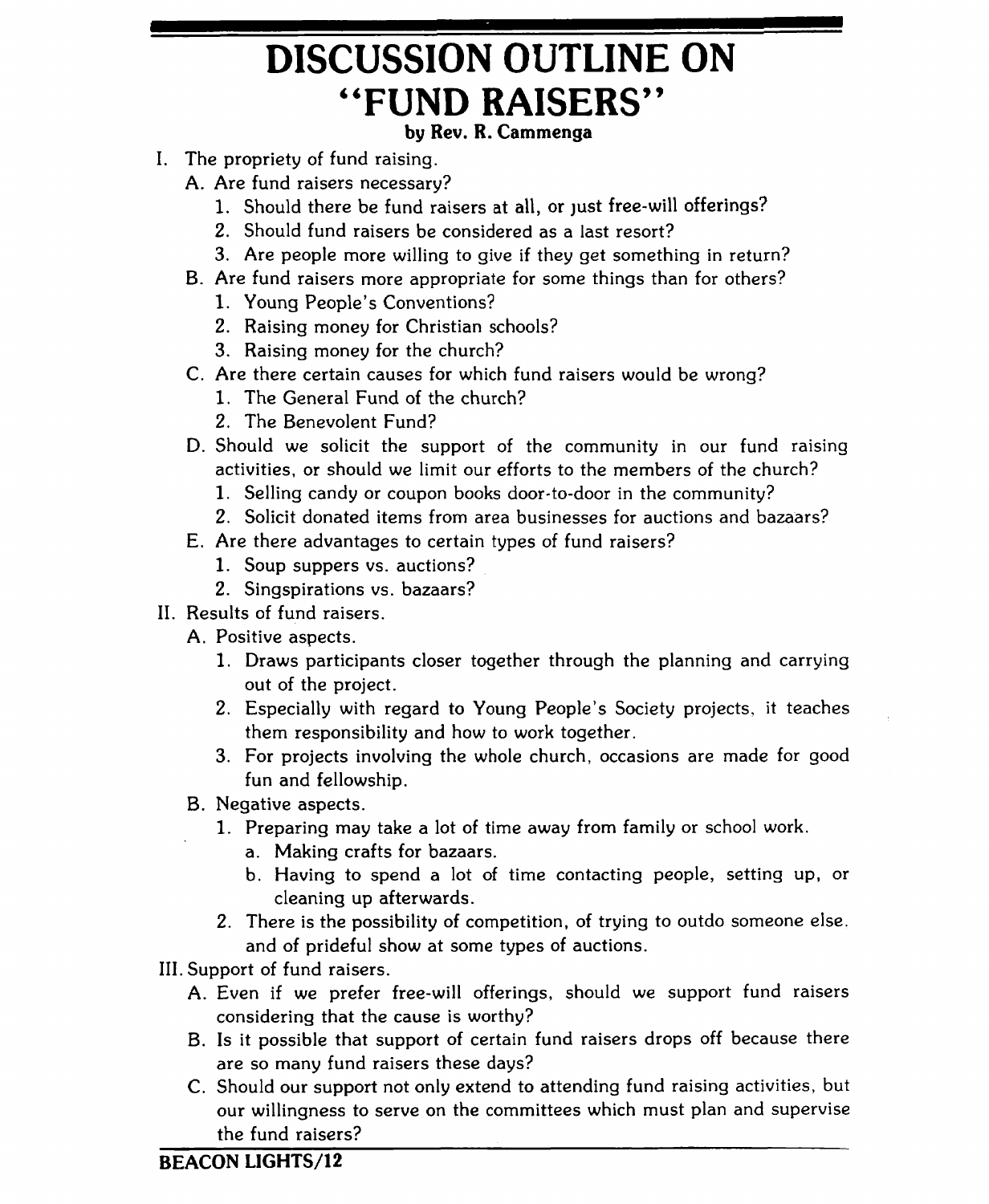# DISCUSSION OUTLINE ON "FUND RAISERS"

**by Rev. R. Cammenga**

I. The propriety of fund raising.
   A. Are fund raisers necessary?
      1. Should there be fund raisers at all, or just free-will offerings?
      2. Should fund raisers be considered as a last resort?
      3. Are people more willing to give if they get something in return?
   B. Are fund raisers more appropriate for some things than for others?
      1. Young People's Conventions?
      2. Raising money for Christian schools?
      3. Raising money for the church?
   C. Are there certain causes for which fund raisers would be wrong?
      1. The General Fund of the church?
      2. The Benevolent Fund?
   D. Should we solicit the support of the community in our fund raising activities, or should we limit our efforts to the members of the church?
      1. Selling candy or coupon books door-to-door in the community?
      2. Solicit donated items from area businesses for auctions and bazaars?
   E. Are there advantages to certain types of fund raisers?
      1. Soup suppers vs. auctions?
      2. Singspirations vs. bazaars?

II. Results of fund raisers.
   A. Positive aspects.
      1. Draws participants closer together through the planning and carrying out of the project.
      2. Especially with regard to Young People's Society projects, it teaches them responsibility and how to work together.
      3. For projects involving the whole church, occasions are made for good fun and fellowship.
   B. Negative aspects.
      1. Preparing may take a lot of time away from family or school work.
         a. Making crafts for bazaars.
         b. Having to spend a lot of time contacting people, setting up, or cleaning up afterwards.
      2. There is the possibility of competition, of trying to outdo someone else, and of prideful show at some types of auctions.

III. Support of fund raisers.
   A. Even if we prefer free-will offerings, should we support fund raisers considering that the cause is worthy?
   B. Is it possible that support of certain fund raisers drops off because there are so many fund raisers these days?
   C. Should our support not only extend to attending fund raising activities, but our willingness to serve on the committees which must plan and supervise the fund raisers?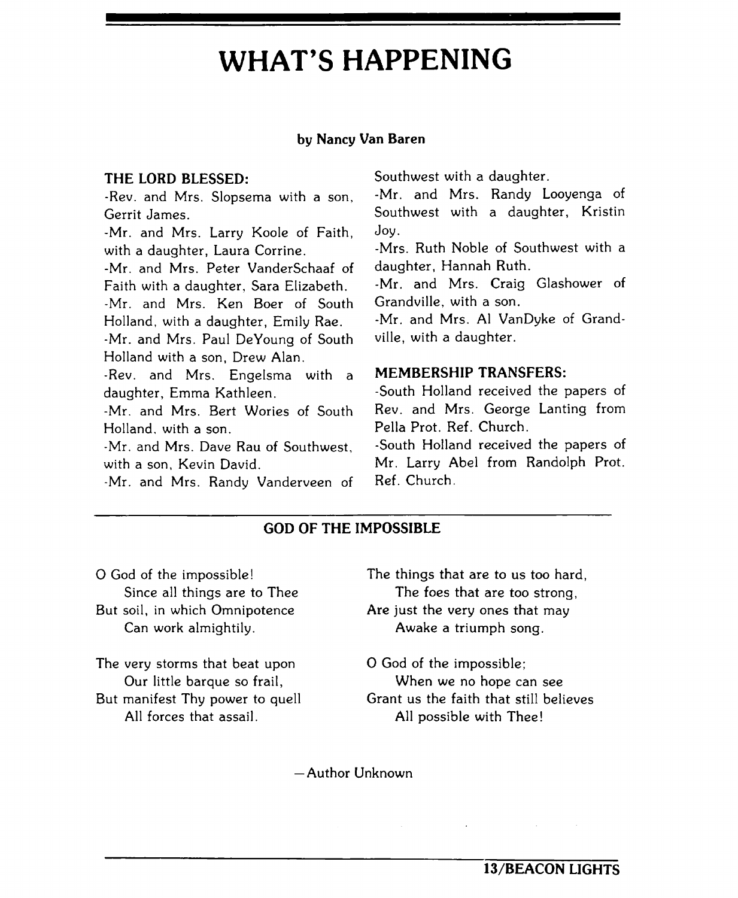# WHAT'S HAPPENING

**by Nancy Van Baren**

**THE LORD BLESSED:**

-Rev. and Mrs. Slopsema with a son, Gerrit James.

-Mr. and Mrs. Larry Koole of Faith, with a daughter, Laura Corrine.

-Mr. and Mrs. Peter VanderSchaaf of Faith with a daughter, Sara Elizabeth.

-Mr. and Mrs. Ken Boer of South Holland, with a daughter, Emily Rae.

-Mr. and Mrs. Paul DeYoung of South Holland with a son, Drew Alan.

-Rev. and Mrs. Engelsma with a daughter, Emma Kathleen.

-Mr. and Mrs. Bert Wories of South Holland, with a son.

-Mr. and Mrs. Dave Rau of Southwest, with a son, Kevin David.

-Mr. and Mrs. Randy Vanderveen of Southwest with a daughter.

-Mr. and Mrs. Randy Looyenga of Southwest with a daughter, Kristin Joy.

-Mrs. Ruth Noble of Southwest with a daughter, Hannah Ruth.

-Mr. and Mrs. Craig Glashower of Grandville, with a son.

-Mr. and Mrs. Al VanDyke of Grandville, with a daughter.

**MEMBERSHIP TRANSFERS:**

-South Holland received the papers of Rev. and Mrs. George Lanting from Pella Prot. Ref. Church.

-South Holland received the papers of Mr. Larry Abel from Randolph Prot. Ref. Church.

## GOD OF THE IMPOSSIBLE

O God of the impossible!
Since all things are to Thee
But soil, in which Omnipotence
Can work almightily.

The very storms that beat upon
Our little barque so frail,
But manifest Thy power to quell
All forces that assail.

The things that are to us too hard,
The foes that are too strong,
Are just the very ones that may
Awake a triumph song.

O God of the impossible;
When we no hope can see
Grant us the faith that still believes
All possible with Thee!

—Author Unknown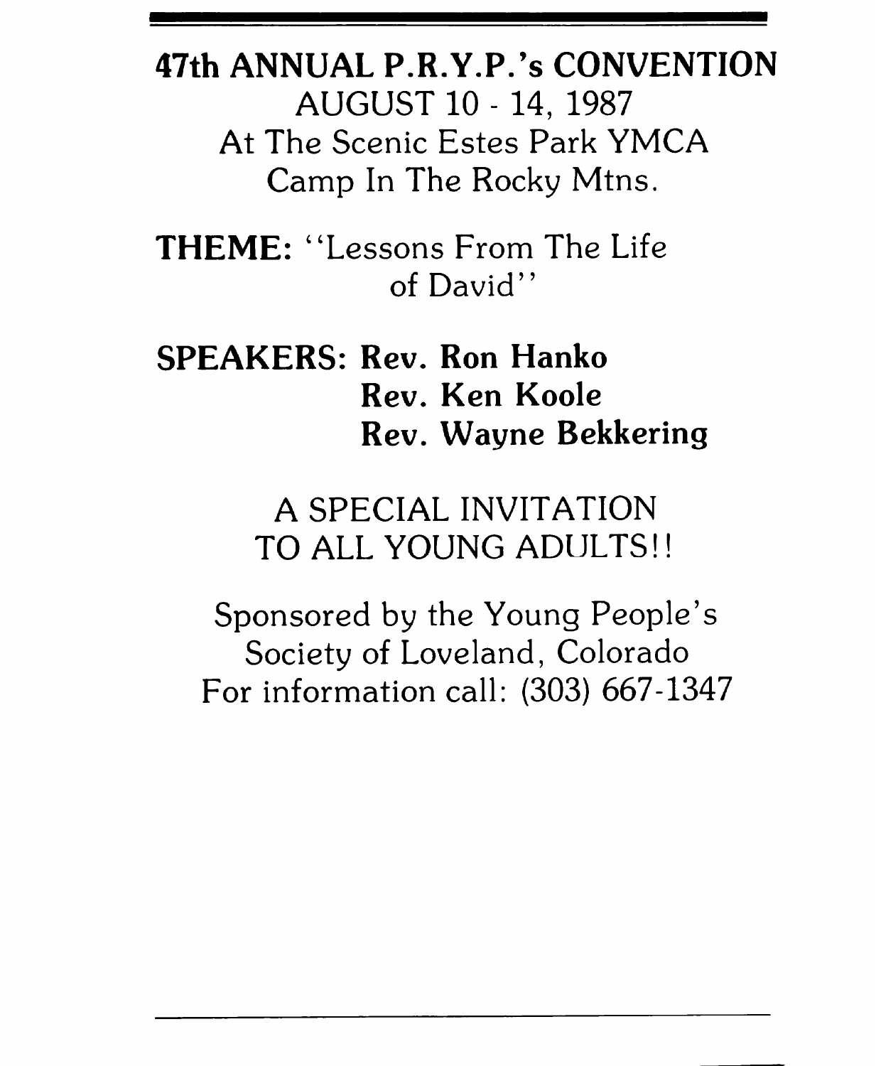## 47th ANNUAL P.R.Y.P.'s CONVENTION

AUGUST 10 - 14, 1987
At The Scenic Estes Park YMCA
Camp In The Rocky Mtns.

**THEME:** "Lessons From The Life of David"

**SPEAKERS: Rev. Ron Hanko**
**Rev. Ken Koole**
**Rev. Wayne Bekkering**

A SPECIAL INVITATION
TO ALL YOUNG ADULTS!!

Sponsored by the Young People's
Society of Loveland, Colorado
For information call: (303) 667-1347